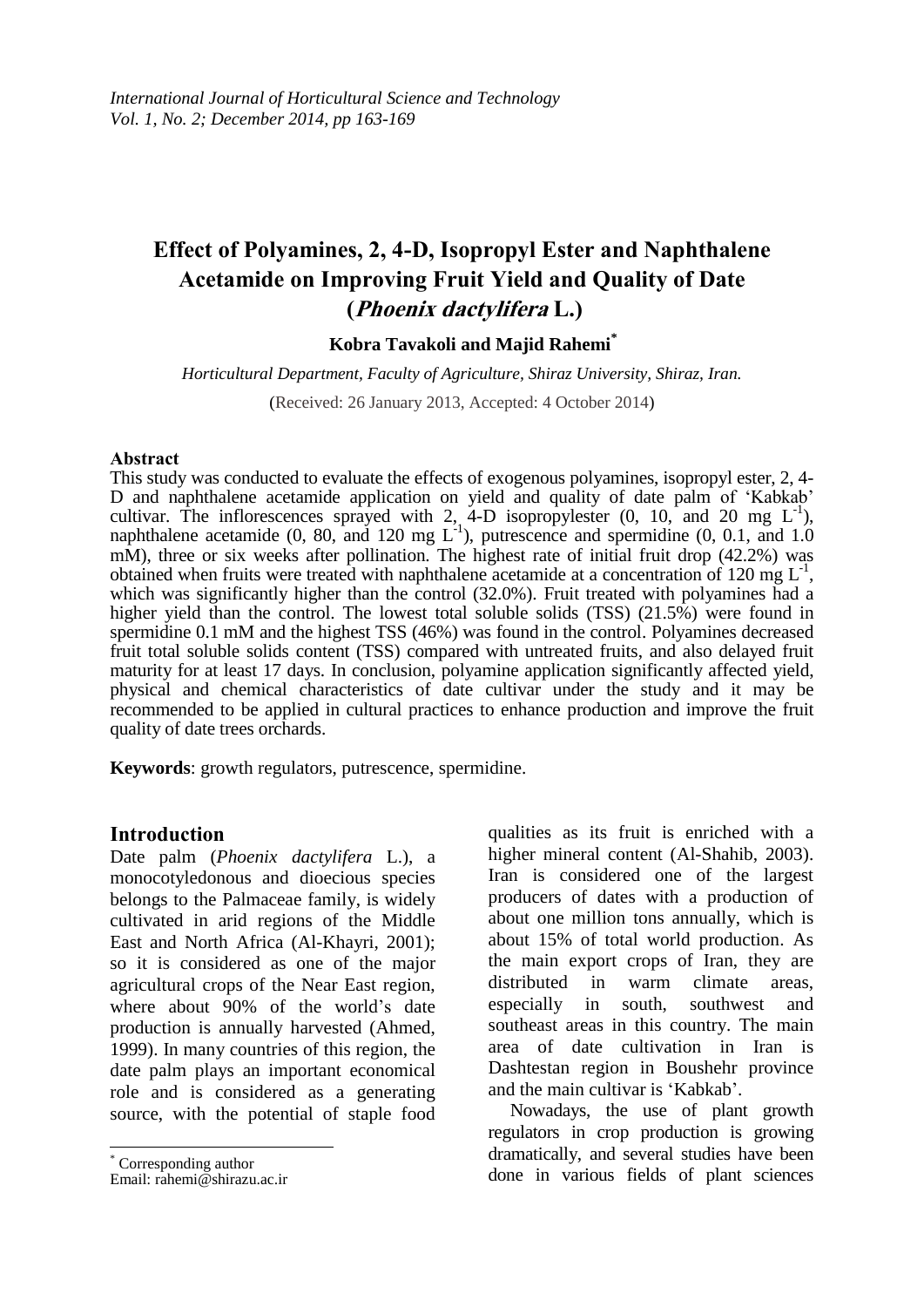# Effect of Polyamines, 2, 4-D, Isopropyl Ester and Naphthalene Acetamide on Improving Fruit Yield and Quality of Date (*Phoenix dactylifera* L.)

**Kobra Tavakoli and Majid Rahemi***

*Horticultural Department, Faculty of Agriculture, Shiraz University, Shiraz, Iran.*

(Received: 26 January 2013, Accepted: 4 October 2014)

## Abstract

This study was conducted to evaluate the effects of exogenous polyamines, isopropyl ester, 2, 4-D and naphthalene acetamide application on yield and quality of date palm of 'Kabkab' cultivar. The inflorescences sprayed with 2, 4-D isopropylester (0, 10, and 20 mg $L^{-1}$), naphthalene acetamide (0, 80, and 120 mg $L^{-1}$), putrescence and spermidine (0, 0.1, and 1.0 mM), three or six weeks after pollination. The highest rate of initial fruit drop (42.2%) was obtained when fruits were treated with naphthalene acetamide at a concentration of 120 mg $L^{-1}$, which was significantly higher than the control (32.0%). Fruit treated with polyamines had a higher yield than the control. The lowest total soluble solids (TSS) (21.5%) were found in spermidine 0.1 mM and the highest TSS (46%) was found in the control. Polyamines decreased fruit total soluble solids content (TSS) compared with untreated fruits, and also delayed fruit maturity for at least 17 days. In conclusion, polyamine application significantly affected yield, physical and chemical characteristics of date cultivar under the study and it may be recommended to be applied in cultural practices to enhance production and improve the fruit quality of date trees orchards.

**Keywords**: growth regulators, putrescence, spermidine.

## Introduction

Date palm (*Phoenix dactylifera* L.), a monocotyledonous and dioecious species belongs to the Palmaceae family, is widely cultivated in arid regions of the Middle East and North Africa (Al-Khayri, 2001); so it is considered as one of the major agricultural crops of the Near East region, where about 90% of the world's date production is annually harvested (Ahmed, 1999). In many countries of this region, the date palm plays an important economical role and is considered as a generating source, with the potential of staple food qualities as its fruit is enriched with a higher mineral content (Al-Shahib, 2003). Iran is considered one of the largest producers of dates with a production of about one million tons annually, which is about 15% of total world production. As the main export crops of Iran, they are distributed in warm climate areas, especially in south, southwest and southeast areas in this country. The main area of date cultivation in Iran is Dashtestan region in Boushehr province and the main cultivar is 'Kabkab'.

Nowadays, the use of plant growth regulators in crop production is growing dramatically, and several studies have been done in various fields of plant sciences

---

* Corresponding author
Email: rahemi@shirazu.ac.ir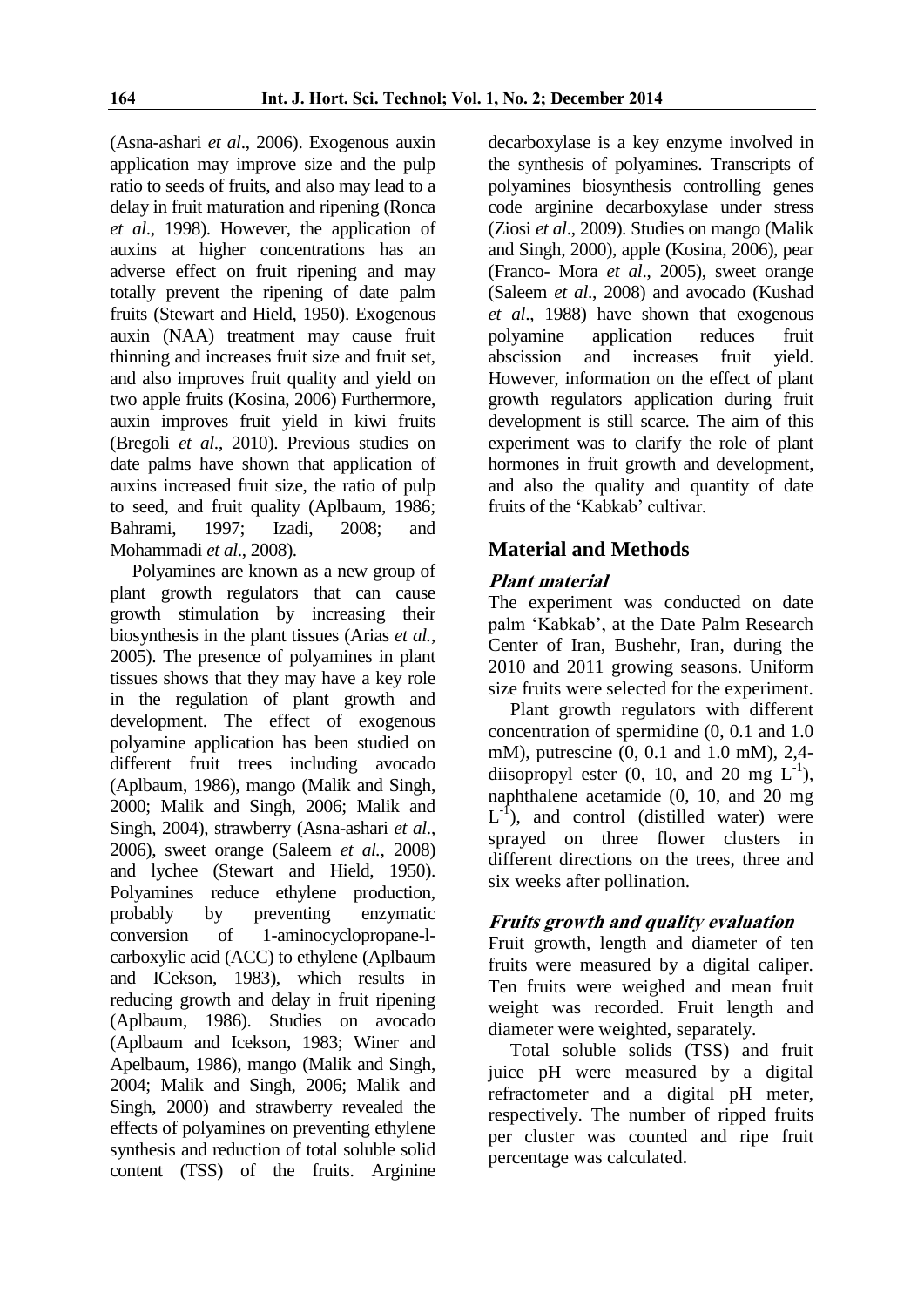(Asna-ashari *et al*., 2006). Exogenous auxin application may improve size and the pulp ratio to seeds of fruits, and also may lead to a delay in fruit maturation and ripening (Ronca *et al*., 1998). However, the application of auxins at higher concentrations has an adverse effect on fruit ripening and may totally prevent the ripening of date palm fruits (Stewart and Hield, 1950). Exogenous auxin (NAA) treatment may cause fruit thinning and increases fruit size and fruit set, and also improves fruit quality and yield on two apple fruits (Kosina, 2006) Furthermore, auxin improves fruit yield in kiwi fruits (Bregoli *et al*., 2010). Previous studies on date palms have shown that application of auxins increased fruit size, the ratio of pulp to seed, and fruit quality (Aplbaum, 1986; Bahrami, 1997; Izadi, 2008; and Mohammadi *et al*., 2008).

Polyamines are known as a new group of plant growth regulators that can cause growth stimulation by increasing their biosynthesis in the plant tissues (Arias *et al.*, 2005). The presence of polyamines in plant tissues shows that they may have a key role in the regulation of plant growth and development. The effect of exogenous polyamine application has been studied on different fruit trees including avocado (Aplbaum, 1986), mango (Malik and Singh, 2000; Malik and Singh, 2006; Malik and Singh, 2004), strawberry (Asna-ashari *et al*., 2006), sweet orange (Saleem *et al.*, 2008) and lychee (Stewart and Hield, 1950). Polyamines reduce ethylene production, probably by preventing enzymatic conversion of 1-aminocyclopropane-l-carboxylic acid (ACC) to ethylene (Aplbaum and ICekson, 1983), which results in reducing growth and delay in fruit ripening (Aplbaum, 1986). Studies on avocado (Aplbaum and Icekson, 1983; Winer and Apelbaum, 1986), mango (Malik and Singh, 2004; Malik and Singh, 2006; Malik and Singh, 2000) and strawberry revealed the effects of polyamines on preventing ethylene synthesis and reduction of total soluble solid content (TSS) of the fruits. Arginine decarboxylase is a key enzyme involved in the synthesis of polyamines. Transcripts of polyamines biosynthesis controlling genes code arginine decarboxylase under stress (Ziosi *et al*., 2009). Studies on mango (Malik and Singh, 2000), apple (Kosina, 2006), pear (Franco- Mora *et al*., 2005), sweet orange (Saleem *et al*., 2008) and avocado (Kushad *et al*., 1988) have shown that exogenous polyamine application reduces fruit abscission and increases fruit yield. However, information on the effect of plant growth regulators application during fruit development is still scarce. The aim of this experiment was to clarify the role of plant hormones in fruit growth and development, and also the quality and quantity of date fruits of the 'Kabkab' cultivar.

## Material and Methods

### *Plant material*

The experiment was conducted on date palm 'Kabkab', at the Date Palm Research Center of Iran, Bushehr, Iran, during the 2010 and 2011 growing seasons. Uniform size fruits were selected for the experiment.

Plant growth regulators with different concentration of spermidine (0, 0.1 and 1.0 mM), putrescine (0, 0.1 and 1.0 mM), 2,4-diisopropyl ester (0, 10, and 20 mg $L^{-1}$), naphthalene acetamide (0, 10, and 20 mg $L^{-1}$), and control (distilled water) were sprayed on three flower clusters in different directions on the trees, three and six weeks after pollination.

### *Fruits growth and quality evaluation*

Fruit growth, length and diameter of ten fruits were measured by a digital caliper. Ten fruits were weighed and mean fruit weight was recorded. Fruit length and diameter were weighted, separately.

Total soluble solids (TSS) and fruit juice pH were measured by a digital refractometer and a digital pH meter, respectively. The number of ripped fruits per cluster was counted and ripe fruit percentage was calculated.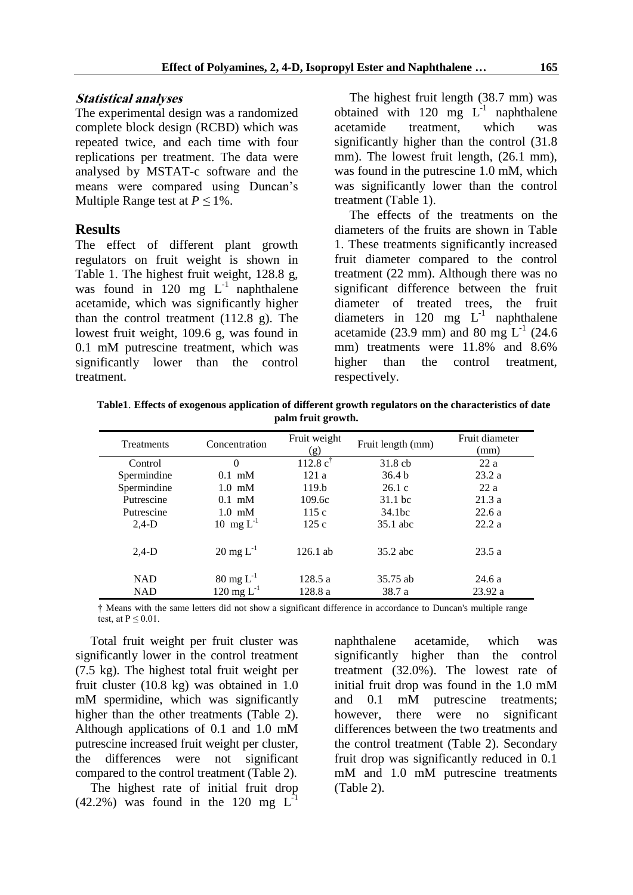### *Statistical analyses*

The experimental design was a randomized complete block design (RCBD) which was repeated twice, and each time with four replications per treatment. The data were analysed by MSTAT-c software and the means were compared using Duncan's Multiple Range test at $P \leq 1\%$.

## Results

The effect of different plant growth regulators on fruit weight is shown in Table 1. The highest fruit weight, 128.8 g, was found in 120 mg $L^{-1}$ naphthalene acetamide, which was significantly higher than the control treatment (112.8 g). The lowest fruit weight, 109.6 g, was found in 0.1 mM putrescine treatment, which was significantly lower than the control treatment.

The highest fruit length (38.7 mm) was obtained with 120 mg $L^{-1}$ naphthalene acetamide treatment, which was significantly higher than the control (31.8 mm). The lowest fruit length, (26.1 mm), was found in the putrescine 1.0 mM, which was significantly lower than the control treatment (Table 1).

The effects of the treatments on the diameters of the fruits are shown in Table 1. These treatments significantly increased fruit diameter compared to the control treatment (22 mm). Although there was no significant difference between the fruit diameter of treated trees, the fruit diameters in 120 mg $L^{-1}$ naphthalene acetamide (23.9 mm) and 80 mg $L^{-1}$ (24.6 mm) treatments were 11.8% and 8.6% higher than the control treatment, respectively.

**Table1. Effects of exogenous application of different growth regulators on the characteristics of date palm fruit growth.**

| Treatments | Concentration | Fruit weight (g) | Fruit length (mm) | Fruit diameter (mm) |
|---|---|---|---|---|
| Control | 0 | 112.8 c[†] | 31.8 cb | 22 a |
| Spermindine | 0.1 mM | 121 a | 36.4 b | 23.2 a |
| Spermindine | 1.0 mM | 119.b | 26.1 c | 22 a |
| Putrescine | 0.1 mM | 109.6c | 31.1 bc | 21.3 a |
| Putrescine | 1.0 mM | 115 c | 34.1bc | 22.6 a |
| 2,4-D | 10 mg $L^{-1}$ | 125 c | 35.1 abc | 22.2 a |
| 2,4-D | 20 mg $L^{-1}$ | 126.1 ab | 35.2 abc | 23.5 a |
| NAD | 80 mg $L^{-1}$ | 128.5 a | 35.75 ab | 24.6 a |
| NAD | 120 mg $L^{-1}$ | 128.8 a | 38.7 a | 23.92 a |

† Means with the same letters did not show a significant difference in accordance to Duncan's multiple range test, at $P \leq 0.01$.

Total fruit weight per fruit cluster was significantly lower in the control treatment (7.5 kg). The highest total fruit weight per fruit cluster (10.8 kg) was obtained in 1.0 mM spermidine, which was significantly higher than the other treatments (Table 2). Although applications of 0.1 and 1.0 mM putrescine increased fruit weight per cluster, the differences were not significant compared to the control treatment (Table 2).

The highest rate of initial fruit drop (42.2%) was found in the 120 mg $L^{-1}$ naphthalene acetamide, which was significantly higher than the control treatment (32.0%). The lowest rate of initial fruit drop was found in the 1.0 mM and 0.1 mM putrescine treatments; however, there were no significant differences between the two treatments and the control treatment (Table 2). Secondary fruit drop was significantly reduced in 0.1 mM and 1.0 mM putrescine treatments (Table 2).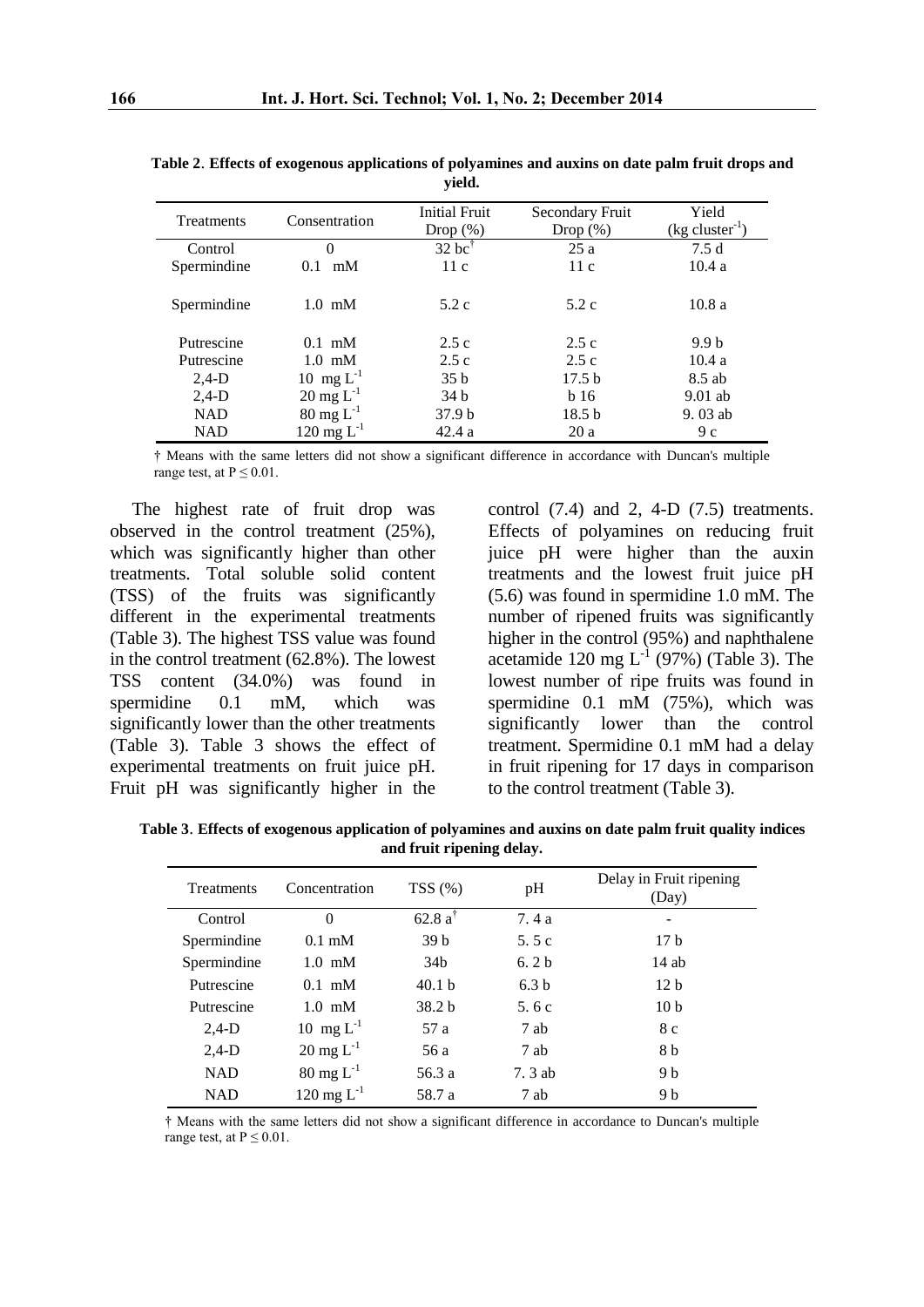**Table 2**. **Effects of exogenous applications of polyamines and auxins on date palm fruit drops and yield.**

| Treatments | Consentration | Initial Fruit Drop (%) | Secondary Fruit Drop (%) | Yield (kg cluster$^{-1}$) |
|---|---|---|---|---|
| Control | 0 | 32 bc$^{†}$ | 25 a | 7.5 d |
| Spermindine | 0.1 mM | 11 c | 11 c | 10.4 a |
| Spermindine | 1.0 mM | 5.2 c | 5.2 c | 10.8 a |
| Putrescine | 0.1 mM | 2.5 c | 2.5 c | 9.9 b |
| Putrescine | 1.0 mM | 2.5 c | 2.5 c | 10.4 a |
| 2,4-D | 10 mg L$^{-1}$ | 35 b | 17.5 b | 8.5 ab |
| 2,4-D | 20 mg L$^{-1}$ | 34 b | b 16 | 9.01 ab |
| NAD | 80 mg L$^{-1}$ | 37.9 b | 18.5 b | 9. 03 ab |
| NAD | 120 mg L$^{-1}$ | 42.4 a | 20 a | 9 c |

† Means with the same letters did not show a significant difference in accordance with Duncan's multiple range test, at $P \leq 0.01$.

The highest rate of fruit drop was observed in the control treatment (25%), which was significantly higher than other treatments. Total soluble solid content (TSS) of the fruits was significantly different in the experimental treatments (Table 3). The highest TSS value was found in the control treatment (62.8%). The lowest TSS content (34.0%) was found in spermidine 0.1 mM, which was significantly lower than the other treatments (Table 3). Table 3 shows the effect of experimental treatments on fruit juice pH. Fruit pH was significantly higher in the control (7.4) and 2, 4-D (7.5) treatments. Effects of polyamines on reducing fruit juice pH were higher than the auxin treatments and the lowest fruit juice pH (5.6) was found in spermidine 1.0 mM. The number of ripened fruits was significantly higher in the control (95%) and naphthalene acetamide 120 mg L$^{-1}$ (97%) (Table 3). The lowest number of ripe fruits was found in spermidine 0.1 mM (75%), which was significantly lower than the control treatment. Spermidine 0.1 mM had a delay in fruit ripening for 17 days in comparison to the control treatment (Table 3).

**Table 3**. **Effects of exogenous application of polyamines and auxins on date palm fruit quality indices and fruit ripening delay.**

| Treatments | Concentration | TSS (%) | pH | Delay in Fruit ripening (Day) |
|---|---|---|---|---|
| Control | 0 | 62.8 a$^{†}$ | 7. 4 a | - |
| Spermindine | 0.1 mM | 39 b | 5. 5 c | 17 b |
| Spermindine | 1.0 mM | 34b | 6. 2 b | 14 ab |
| Putrescine | 0.1 mM | 40.1 b | 6.3 b | 12 b |
| Putrescine | 1.0 mM | 38.2 b | 5. 6 c | 10 b |
| 2,4-D | 10 mg L$^{-1}$ | 57 a | 7 ab | 8 c |
| 2,4-D | 20 mg L$^{-1}$ | 56 a | 7 ab | 8 b |
| NAD | 80 mg L$^{-1}$ | 56.3 a | 7. 3 ab | 9 b |
| NAD | 120 mg L$^{-1}$ | 58.7 a | 7 ab | 9 b |

† Means with the same letters did not show a significant difference in accordance to Duncan's multiple range test, at $P \leq 0.01$.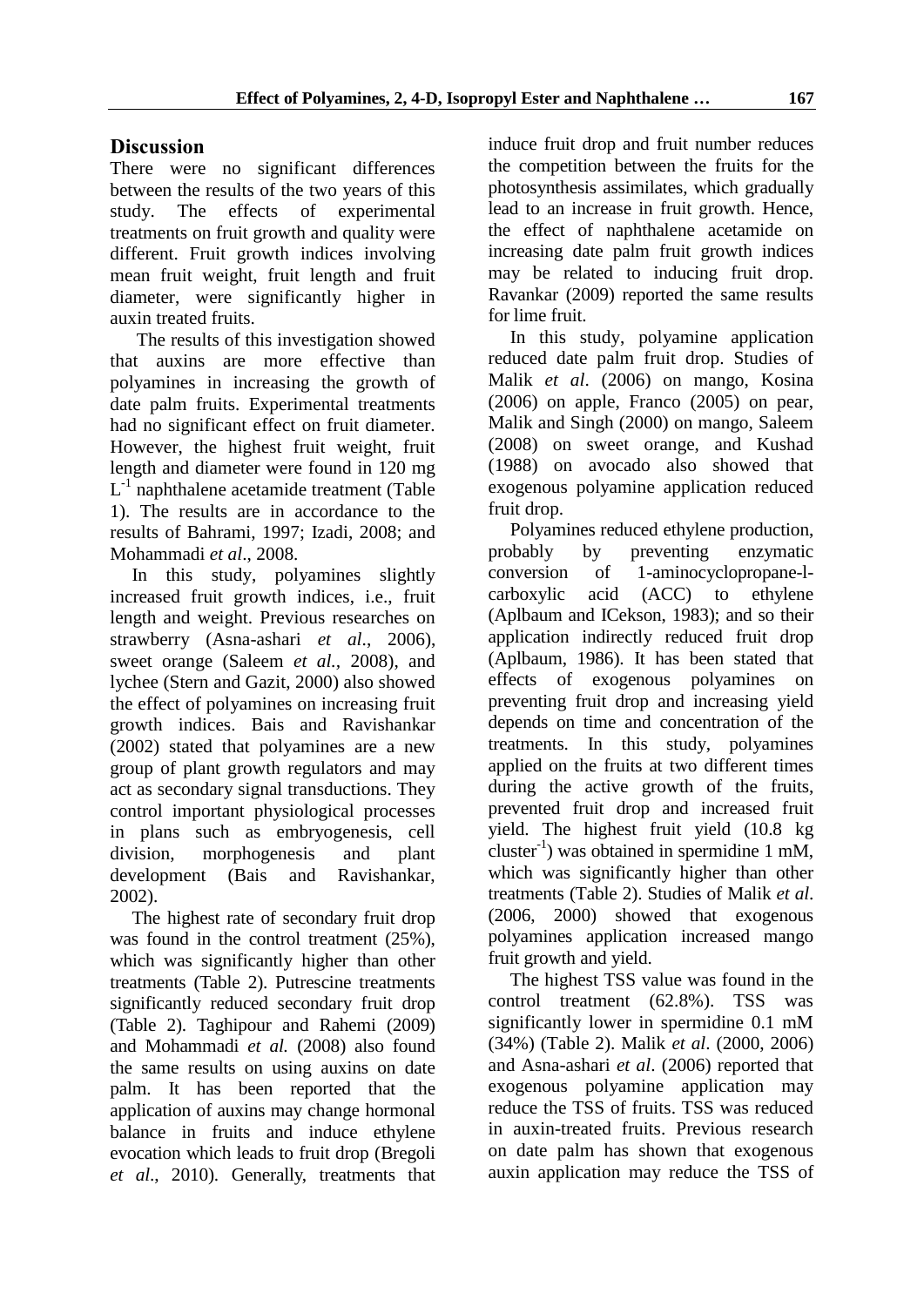## Discussion

There were no significant differences between the results of the two years of this study. The effects of experimental treatments on fruit growth and quality were different. Fruit growth indices involving mean fruit weight, fruit length and fruit diameter, were significantly higher in auxin treated fruits.

The results of this investigation showed that auxins are more effective than polyamines in increasing the growth of date palm fruits. Experimental treatments had no significant effect on fruit diameter. However, the highest fruit weight, fruit length and diameter were found in 120 mg $L^{-1}$ naphthalene acetamide treatment (Table 1). The results are in accordance to the results of Bahrami, 1997; Izadi, 2008; and Mohammadi *et al*., 2008.

In this study, polyamines slightly increased fruit growth indices, i.e., fruit length and weight. Previous researches on strawberry (Asna-ashari *et al*., 2006), sweet orange (Saleem *et al.*, 2008), and lychee (Stern and Gazit, 2000) also showed the effect of polyamines on increasing fruit growth indices. Bais and Ravishankar (2002) stated that polyamines are a new group of plant growth regulators and may act as secondary signal transductions. They control important physiological processes in plans such as embryogenesis, cell division, morphogenesis and plant development (Bais and Ravishankar, 2002).

The highest rate of secondary fruit drop was found in the control treatment (25%), which was significantly higher than other treatments (Table 2). Putrescine treatments significantly reduced secondary fruit drop (Table 2). Taghipour and Rahemi (2009) and Mohammadi *et al.* (2008) also found the same results on using auxins on date palm. It has been reported that the application of auxins may change hormonal balance in fruits and induce ethylene evocation which leads to fruit drop (Bregoli *et al*., 2010). Generally, treatments that induce fruit drop and fruit number reduces the competition between the fruits for the photosynthesis assimilates, which gradually lead to an increase in fruit growth. Hence, the effect of naphthalene acetamide on increasing date palm fruit growth indices may be related to inducing fruit drop. Ravankar (2009) reported the same results for lime fruit.

In this study, polyamine application reduced date palm fruit drop. Studies of Malik *et al*. (2006) on mango, Kosina (2006) on apple, Franco (2005) on pear, Malik and Singh (2000) on mango, Saleem (2008) on sweet orange, and Kushad (1988) on avocado also showed that exogenous polyamine application reduced fruit drop.

Polyamines reduced ethylene production, probably by preventing enzymatic conversion of 1-aminocyclopropane-l-carboxylic acid (ACC) to ethylene (Aplbaum and ICekson, 1983); and so their application indirectly reduced fruit drop (Aplbaum, 1986). It has been stated that effects of exogenous polyamines on preventing fruit drop and increasing yield depends on time and concentration of the treatments. In this study, polyamines applied on the fruits at two different times during the active growth of the fruits, prevented fruit drop and increased fruit yield. The highest fruit yield (10.8 kg $cluster^{-1}$) was obtained in spermidine 1 mM, which was significantly higher than other treatments (Table 2). Studies of Malik *et al*. (2006, 2000) showed that exogenous polyamines application increased mango fruit growth and yield.

The highest TSS value was found in the control treatment (62.8%). TSS was significantly lower in spermidine 0.1 mM (34%) (Table 2). Malik *et al*. (2000, 2006) and Asna-ashari *et al*. (2006) reported that exogenous polyamine application may reduce the TSS of fruits. TSS was reduced in auxin-treated fruits. Previous research on date palm has shown that exogenous auxin application may reduce the TSS of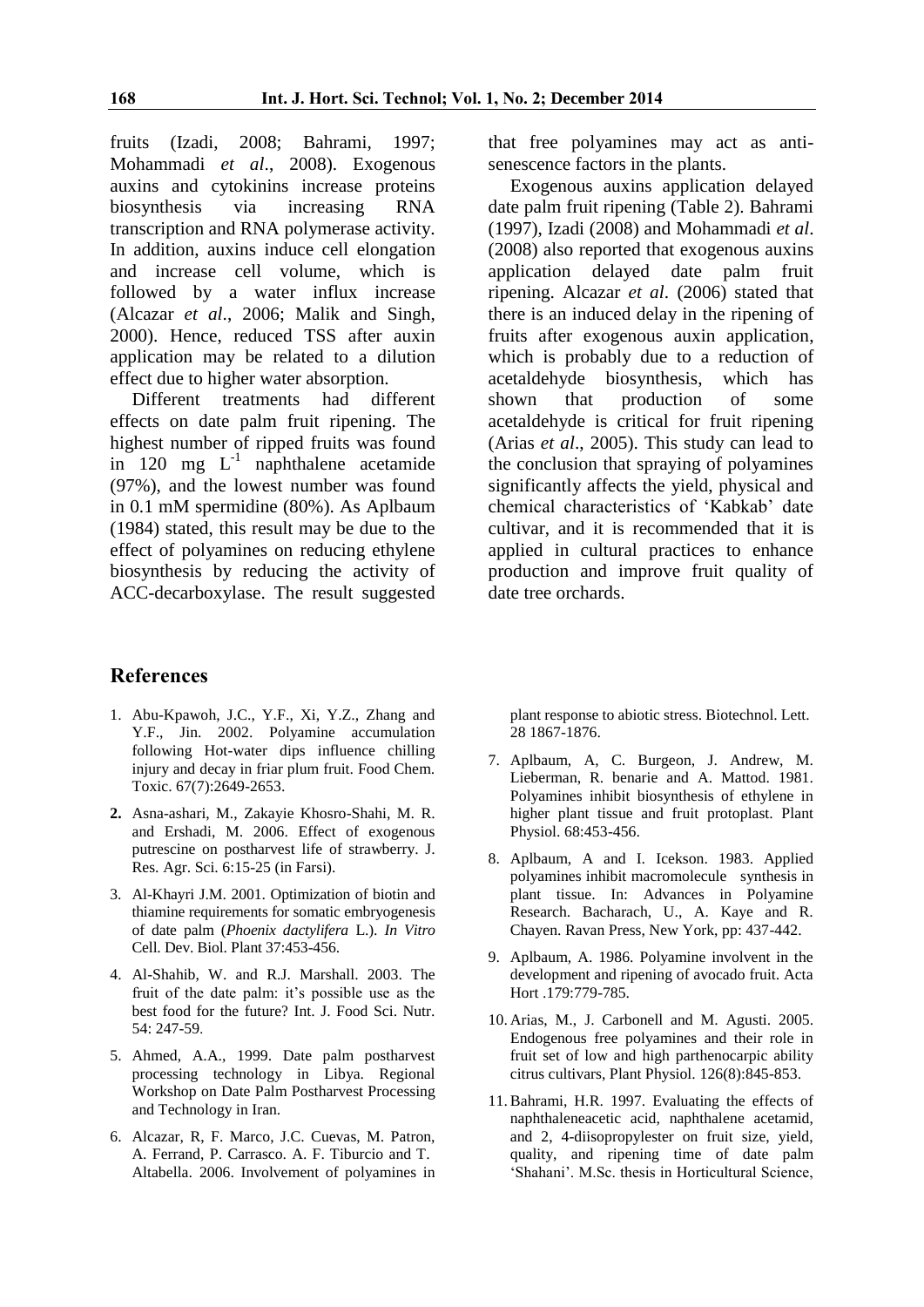fruits (Izadi, 2008; Bahrami, 1997; Mohammadi *et al*., 2008). Exogenous auxins and cytokinins increase proteins biosynthesis via increasing RNA transcription and RNA polymerase activity. In addition, auxins induce cell elongation and increase cell volume, which is followed by a water influx increase (Alcazar *et al*., 2006; Malik and Singh, 2000). Hence, reduced TSS after auxin application may be related to a dilution effect due to higher water absorption.

Different treatments had different effects on date palm fruit ripening. The highest number of ripped fruits was found in 120 mg $L^{-1}$ naphthalene acetamide (97%), and the lowest number was found in 0.1 mM spermidine (80%). As Aplbaum (1984) stated, this result may be due to the effect of polyamines on reducing ethylene biosynthesis by reducing the activity of ACC-decarboxylase. The result suggested that free polyamines may act as anti-senescence factors in the plants.

Exogenous auxins application delayed date palm fruit ripening (Table 2). Bahrami (1997), Izadi (2008) and Mohammadi *et al*. (2008) also reported that exogenous auxins application delayed date palm fruit ripening. Alcazar *et al*. (2006) stated that there is an induced delay in the ripening of fruits after exogenous auxin application, which is probably due to a reduction of acetaldehyde biosynthesis, which has shown that production of some acetaldehyde is critical for fruit ripening (Arias *et al*., 2005). This study can lead to the conclusion that spraying of polyamines significantly affects the yield, physical and chemical characteristics of 'Kabkab' date cultivar, and it is recommended that it is applied in cultural practices to enhance production and improve fruit quality of date tree orchards.

## References

1. Abu-Kpawoh, J.C., Y.F., Xi, Y.Z., Zhang and Y.F., Jin. 2002. Polyamine accumulation following Hot-water dips influence chilling injury and decay in friar plum fruit. Food Chem. Toxic. 67(7):2649-2653.
2. Asna-ashari, M., Zakayie Khosro-Shahi, M. R. and Ershadi, M. 2006. Effect of exogenous putrescine on postharvest life of strawberry. J. Res. Agr. Sci. 6:15-25 (in Farsi).
3. Al-Khayri J.M. 2001. Optimization of biotin and thiamine requirements for somatic embryogenesis of date palm (*Phoenix dactylifera* L.). *In Vitro* Cell. Dev. Biol. Plant 37:453-456.
4. Al-Shahib, W. and R.J. Marshall. 2003. The fruit of the date palm: it's possible use as the best food for the future? Int. J. Food Sci. Nutr. 54: 247-59.
5. Ahmed, A.A., 1999. Date palm postharvest processing technology in Libya. Regional Workshop on Date Palm Postharvest Processing and Technology in Iran.
6. Alcazar, R, F. Marco, J.C. Cuevas, M. Patron, A. Ferrand, P. Carrasco. A. F. Tiburcio and T. Altabella. 2006. Involvement of polyamines in plant response to abiotic stress. Biotechnol. Lett. 28 1867-1876.
7. Aplbaum, A, C. Burgeon, J. Andrew, M. Lieberman, R. benarie and A. Mattod. 1981. Polyamines inhibit biosynthesis of ethylene in higher plant tissue and fruit protoplast. Plant Physiol. 68:453-456.
8. Aplbaum, A and I. Icekson. 1983. Applied polyamines inhibit macromolecule synthesis in plant tissue. In: Advances in Polyamine Research. Bacharach, U., A. Kaye and R. Chayen. Ravan Press, New York, pp: 437-442.
9. Aplbaum, A. 1986. Polyamine involvent in the development and ripening of avocado fruit. Acta Hort .179:779-785.
10. Arias, M., J. Carbonell and M. Agusti. 2005. Endogenous free polyamines and their role in fruit set of low and high parthenocarpic ability citrus cultivars, Plant Physiol. 126(8):845-853.
11. Bahrami, H.R. 1997. Evaluating the effects of naphthaleneacetic acid, naphthalene acetamid, and 2, 4-diisopropylester on fruit size, yield, quality, and ripening time of date palm 'Shahani'. M.Sc. thesis in Horticultural Science,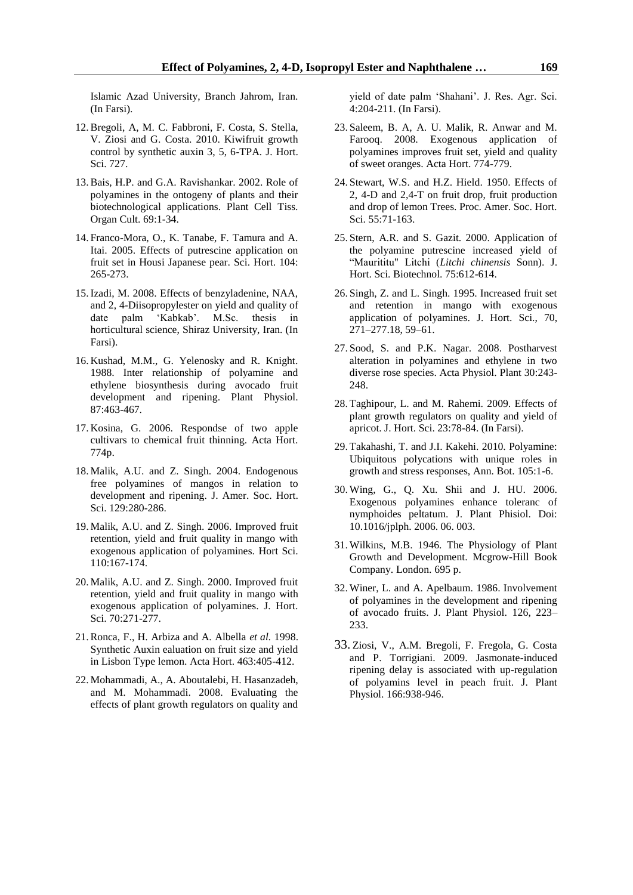Islamic Azad University, Branch Jahrom, Iran. (In Farsi).

12. Bregoli, A, M. C. Fabbroni, F. Costa, S. Stella, V. Ziosi and G. Costa. 2010. Kiwifruit growth control by synthetic auxin 3, 5, 6-TPA. J. Hort. Sci. 727.

13. Bais, H.P. and G.A. Ravishankar. 2002. Role of polyamines in the ontogeny of plants and their biotechnological applications. Plant Cell Tiss. Organ Cult. 69:1-34.

14. Franco-Mora, O., K. Tanabe, F. Tamura and A. Itai. 2005. Effects of putrescine application on fruit set in Housi Japanese pear. Sci. Hort. 104: 265-273.

15. Izadi, M. 2008. Effects of benzyladenine, NAA, and 2, 4-Diisopropylester on yield and quality of date palm 'Kabkab'. M.Sc. thesis in horticultural science, Shiraz University, Iran. (In Farsi).

16. Kushad, M.M., G. Yelenosky and R. Knight. 1988. Inter relationship of polyamine and ethylene biosynthesis during avocado fruit development and ripening. Plant Physiol. 87:463-467.

17. Kosina, G. 2006. Respondse of two apple cultivars to chemical fruit thinning. Acta Hort. 774p.

18. Malik, A.U. and Z. Singh. 2004. Endogenous free polyamines of mangos in relation to development and ripening. J. Amer. Soc. Hort. Sci. 129:280-286.

19. Malik, A.U. and Z. Singh. 2006. Improved fruit retention, yield and fruit quality in mango with exogenous application of polyamines. Hort Sci. 110:167-174.

20. Malik, A.U. and Z. Singh. 2000. Improved fruit retention, yield and fruit quality in mango with exogenous application of polyamines. J. Hort. Sci. 70:271-277.

21. Ronca, F., H. Arbiza and A. Albella *et al.* 1998. Synthetic Auxin ealuation on fruit size and yield in Lisbon Type lemon. Acta Hort. 463:405-412.

22. Mohammadi, A., A. Aboutalebi, H. Hasanzadeh, and M. Mohammadi. 2008. Evaluating the effects of plant growth regulators on quality and yield of date palm 'Shahani'. J. Res. Agr. Sci. 4:204-211. (In Farsi).

23. Saleem, B. A, A. U. Malik, R. Anwar and M. Farooq. 2008. Exogenous application of polyamines improves fruit set, yield and quality of sweet oranges. Acta Hort. 774-779.

24. Stewart, W.S. and H.Z. Hield. 1950. Effects of 2, 4-D and 2,4-T on fruit drop, fruit production and drop of lemon Trees. Proc. Amer. Soc. Hort. Sci. 55:71-163.

25. Stern, A.R. and S. Gazit. 2000. Application of the polyamine putrescine increased yield of "Mauritius" Litchi (*Litchi chinensis* Sonn). J. Hort. Sci. Biotechnol. 75:612-614.

26. Singh, Z. and L. Singh. 1995. Increased fruit set and retention in mango with exogenous application of polyamines. J. Hort. Sci., 70, 271–277.18, 59–61.

27. Sood, S. and P.K. Nagar. 2008. Postharvest alteration in polyamines and ethylene in two diverse rose species. Acta Physiol. Plant 30:243-248.

28. Taghipour, L. and M. Rahemi. 2009. Effects of plant growth regulators on quality and yield of apricot. J. Hort. Sci. 23:78-84. (In Farsi).

29. Takahashi, T. and J.I. Kakehi. 2010. Polyamine: Ubiquitous polycations with unique roles in growth and stress responses, Ann. Bot. 105:1-6.

30. Wing, G., Q. Xu. Shii and J. HU. 2006. Exogenous polyamines enhance toleranc of nymphoides peltatum. J. Plant Phisiol. Doi: 10.1016/jplph. 2006. 06. 003.

31. Wilkins, M.B. 1946. The Physiology of Plant Growth and Development. Mcgrow-Hill Book Company. London. 695 p.

32. Winer, L. and A. Apelbaum. 1986. Involvement of polyamines in the development and ripening of avocado fruits. J. Plant Physiol. 126, 223–233.

33. Ziosi, V., A.M. Bregoli, F. Fregola, G. Costa and P. Torrigiani. 2009. Jasmonate-induced ripening delay is associated with up-regulation of polyamins level in peach fruit. J. Plant Physiol. 166:938-946.